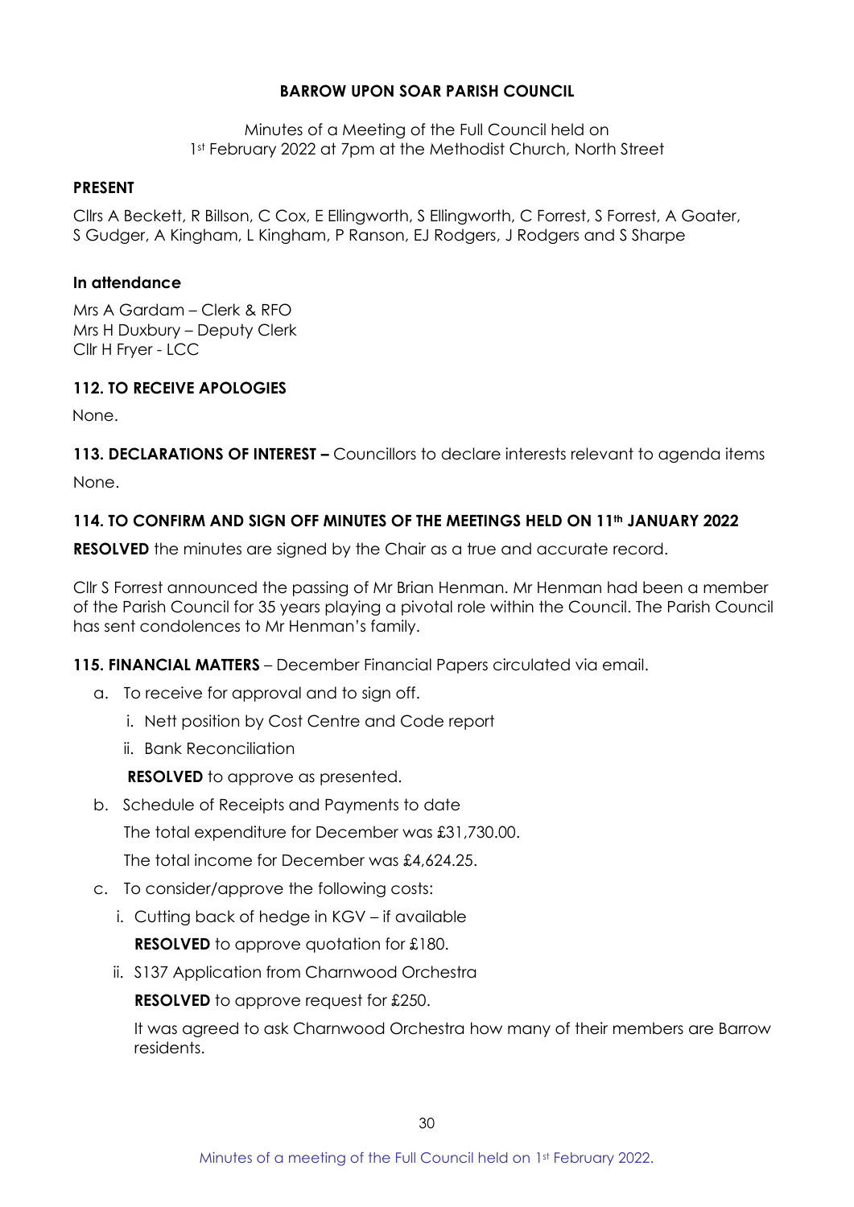# BARROW UPON SOAR PARISH COUNCIL

Minutes of a Meeting of the Full Council held on
1st February 2022 at 7pm at the Methodist Church, North Street

**PRESENT**

Cllrs A Beckett, R Billson, C Cox, E Ellingworth, S Ellingworth, C Forrest, S Forrest, A Goater, S Gudger, A Kingham, L Kingham, P Ranson, EJ Rodgers, J Rodgers and S Sharpe

**In attendance**

Mrs A Gardam – Clerk & RFO
Mrs H Duxbury – Deputy Clerk
Cllr H Fryer - LCC

**112. TO RECEIVE APOLOGIES**

None.

**113. DECLARATIONS OF INTEREST –** Councillors to declare interests relevant to agenda items

None.

**114. TO CONFIRM AND SIGN OFF MINUTES OF THE MEETINGS HELD ON 11th JANUARY 2022**

**RESOLVED** the minutes are signed by the Chair as a true and accurate record.

Cllr S Forrest announced the passing of Mr Brian Henman. Mr Henman had been a member of the Parish Council for 35 years playing a pivotal role within the Council. The Parish Council has sent condolences to Mr Henman's family.

**115. FINANCIAL MATTERS** – December Financial Papers circulated via email.

a. To receive for approval and to sign off.
   i. Nett position by Cost Centre and Code report
   ii. Bank Reconciliation

   **RESOLVED** to approve as presented.

b. Schedule of Receipts and Payments to date

   The total expenditure for December was £31,730.00.

   The total income for December was £4,624.25.

c. To consider/approve the following costs:
   i. Cutting back of hedge in KGV – if available

      **RESOLVED** to approve quotation for £180.

   ii. S137 Application from Charnwood Orchestra

      **RESOLVED** to approve request for £250.

      It was agreed to ask Charnwood Orchestra how many of their members are Barrow residents.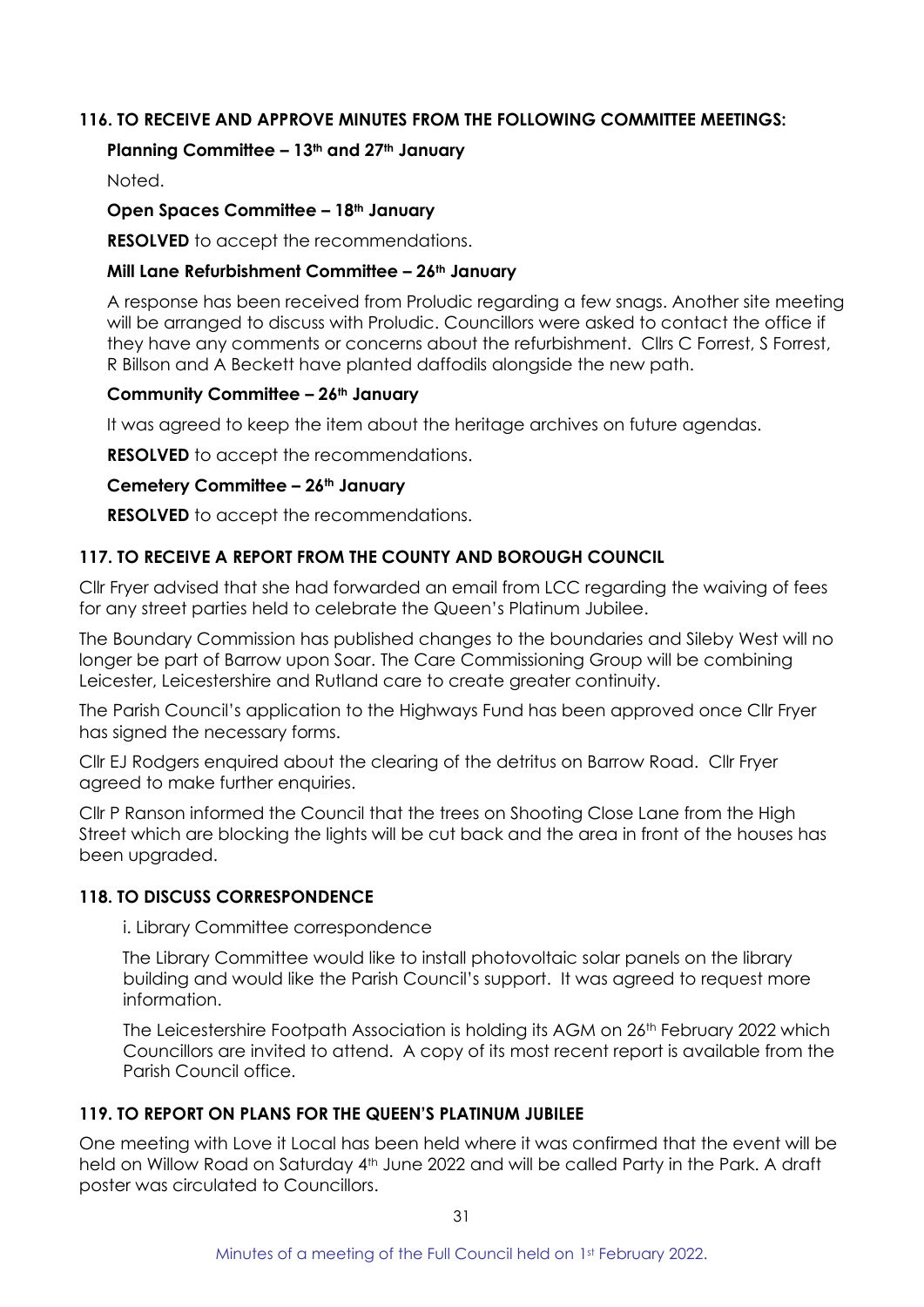### 116. TO RECEIVE AND APPROVE MINUTES FROM THE FOLLOWING COMMITTEE MEETINGS:

**Planning Committee – 13th and 27th January**

Noted.

**Open Spaces Committee – 18th January**

**RESOLVED** to accept the recommendations.

**Mill Lane Refurbishment Committee – 26th January**

A response has been received from Proludic regarding a few snags. Another site meeting will be arranged to discuss with Proludic. Councillors were asked to contact the office if they have any comments or concerns about the refurbishment. Cllrs C Forrest, S Forrest, R Billson and A Beckett have planted daffodils alongside the new path.

**Community Committee – 26th January**

It was agreed to keep the item about the heritage archives on future agendas.

**RESOLVED** to accept the recommendations.

**Cemetery Committee – 26th January**

**RESOLVED** to accept the recommendations.

### 117. TO RECEIVE A REPORT FROM THE COUNTY AND BOROUGH COUNCIL

Cllr Fryer advised that she had forwarded an email from LCC regarding the waiving of fees for any street parties held to celebrate the Queen's Platinum Jubilee.

The Boundary Commission has published changes to the boundaries and Sileby West will no longer be part of Barrow upon Soar. The Care Commissioning Group will be combining Leicester, Leicestershire and Rutland care to create greater continuity.

The Parish Council's application to the Highways Fund has been approved once Cllr Fryer has signed the necessary forms.

Cllr EJ Rodgers enquired about the clearing of the detritus on Barrow Road. Cllr Fryer agreed to make further enquiries.

Cllr P Ranson informed the Council that the trees on Shooting Close Lane from the High Street which are blocking the lights will be cut back and the area in front of the houses has been upgraded.

### 118. TO DISCUSS CORRESPONDENCE

i. Library Committee correspondence

The Library Committee would like to install photovoltaic solar panels on the library building and would like the Parish Council's support. It was agreed to request more information.

The Leicestershire Footpath Association is holding its AGM on 26th February 2022 which Councillors are invited to attend. A copy of its most recent report is available from the Parish Council office.

### 119. TO REPORT ON PLANS FOR THE QUEEN'S PLATINUM JUBILEE

One meeting with Love it Local has been held where it was confirmed that the event will be held on Willow Road on Saturday 4th June 2022 and will be called Party in the Park. A draft poster was circulated to Councillors.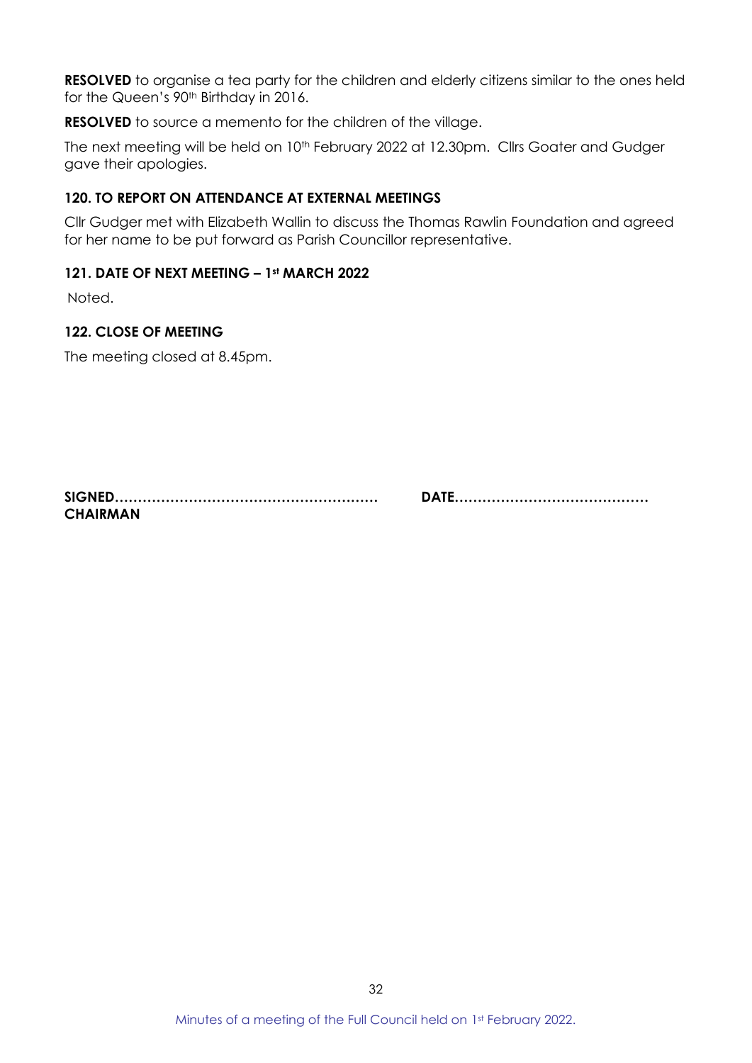**RESOLVED** to organise a tea party for the children and elderly citizens similar to the ones held for the Queen's 90th Birthday in 2016.

**RESOLVED** to source a memento for the children of the village.

The next meeting will be held on 10th February 2022 at 12.30pm. Cllrs Goater and Gudger gave their apologies.

### 120. TO REPORT ON ATTENDANCE AT EXTERNAL MEETINGS

Cllr Gudger met with Elizabeth Wallin to discuss the Thomas Rawlin Foundation and agreed for her name to be put forward as Parish Councillor representative.

### 121. DATE OF NEXT MEETING – 1st MARCH 2022

Noted.

### 122. CLOSE OF MEETING

The meeting closed at 8.45pm.

**SIGNED……………………………………………… DATE……………………………………**
**CHAIRMAN**